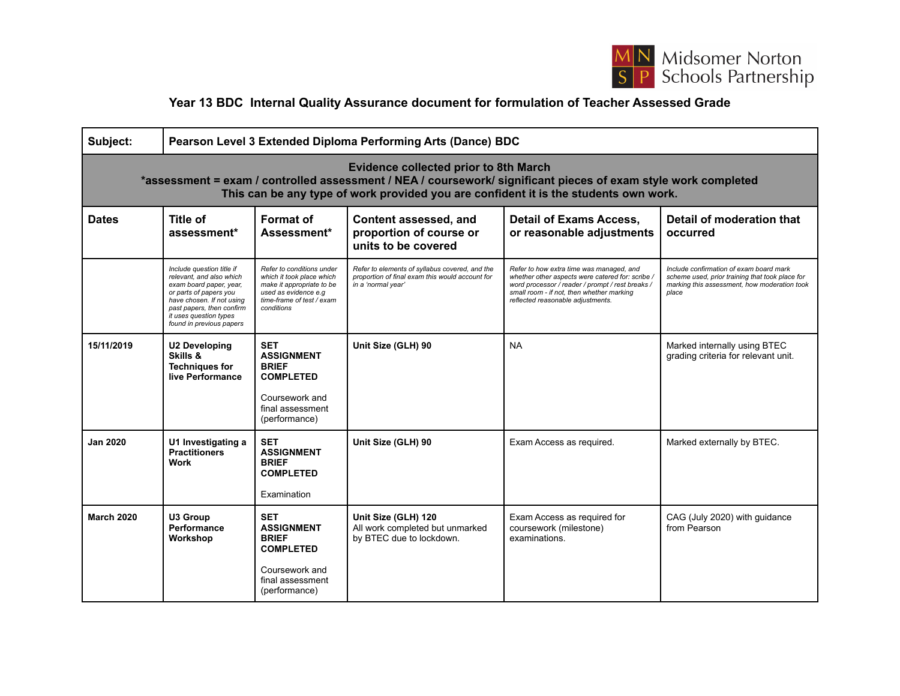Midsomer Norton Schools Partnership

## Year 13 BDC Internal Quality Assurance document for formulation of Teacher Assessed Grade

| **Subject:** | **Pearson Level 3 Extended Diploma Performing Arts (Dance) BDC** | | | | |
|---|---|---|---|---|---|
| **Evidence collected prior to 8th March**<br>**\*assessment = exam / controlled assessment / NEA / coursework/ significant pieces of exam style work completed**<br>**This can be any type of work provided you are confident it is the students own work.** | | | | | |
| **Dates** | **Title of assessment*** | **Format of Assessment*** | **Content assessed, and proportion of course or units to be covered** | **Detail of Exams Access, or reasonable adjustments** | **Detail of moderation that occurred** |
| | *Include question title if relevant, and also which exam board paper, year, or parts of papers you have chosen. If not using past papers, then confirm it uses question types found in previous papers* | *Refer to conditions under which it took place which make it appropriate to be used as evidence e.g time-frame of test / exam conditions* | *Refer to elements of syllabus covered, and the proportion of final exam this would account for in a 'normal year'* | *Refer to how extra time was managed, and whether other aspects were catered for: scribe / word processor / reader / prompt / rest breaks / small room - if not, then whether marking reflected reasonable adjustments.* | *Include confirmation of exam board mark scheme used, prior training that took place for marking this assessment, how moderation took place* |
| **15/11/2019** | **U2 Developing Skills & Techniques for live Performance** | **SET ASSIGNMENT BRIEF COMPLETED**<br><br>Coursework and final assessment (performance) | **Unit Size (GLH) 90** | NA | Marked internally using BTEC grading criteria for relevant unit. |
| **Jan 2020** | **U1 Investigating a Practitioners Work** | **SET ASSIGNMENT BRIEF COMPLETED**<br><br>Examination | **Unit Size (GLH) 90** | Exam Access as required. | Marked externally by BTEC. |
| **March 2020** | **U3 Group Performance Workshop** | **SET ASSIGNMENT BRIEF COMPLETED**<br><br>Coursework and final assessment (performance) | **Unit Size (GLH) 120**<br>All work completed but unmarked by BTEC due to lockdown. | Exam Access as required for coursework (milestone) examinations. | CAG (July 2020) with guidance from Pearson |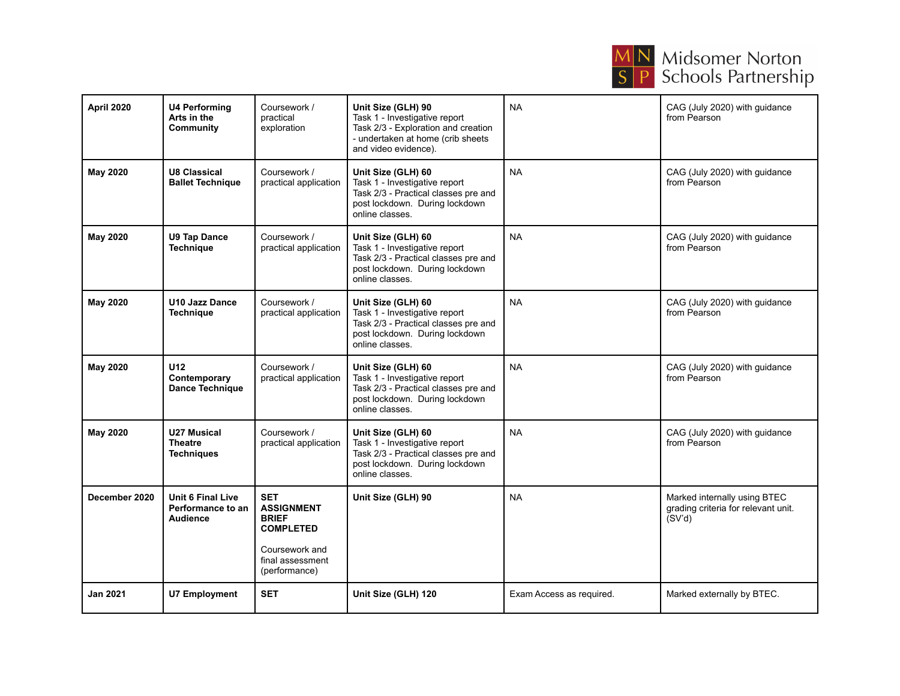| April 2020 | **U4 Performing Arts in the Community** | Coursework / practical exploration | **Unit Size (GLH) 90**<br>Task 1 - Investigative report<br>Task 2/3 - Exploration and creation - undertaken at home (crib sheets and video evidence). | NA | CAG (July 2020) with guidance from Pearson |
|---|---|---|---|---|---|
| **May 2020** | **U8 Classical Ballet Technique** | Coursework / practical application | **Unit Size (GLH) 60**<br>Task 1 - Investigative report<br>Task 2/3 - Practical classes pre and post lockdown. During lockdown online classes. | NA | CAG (July 2020) with guidance from Pearson |
| **May 2020** | **U9 Tap Dance Technique** | Coursework / practical application | **Unit Size (GLH) 60**<br>Task 1 - Investigative report<br>Task 2/3 - Practical classes pre and post lockdown. During lockdown online classes. | NA | CAG (July 2020) with guidance from Pearson |
| **May 2020** | **U10 Jazz Dance Technique** | Coursework / practical application | **Unit Size (GLH) 60**<br>Task 1 - Investigative report<br>Task 2/3 - Practical classes pre and post lockdown. During lockdown online classes. | NA | CAG (July 2020) with guidance from Pearson |
| **May 2020** | **U12 Contemporary Dance Technique** | Coursework / practical application | **Unit Size (GLH) 60**<br>Task 1 - Investigative report<br>Task 2/3 - Practical classes pre and post lockdown. During lockdown online classes. | NA | CAG (July 2020) with guidance from Pearson |
| **May 2020** | **U27 Musical Theatre Techniques** | Coursework / practical application | **Unit Size (GLH) 60**<br>Task 1 - Investigative report<br>Task 2/3 - Practical classes pre and post lockdown. During lockdown online classes. | NA | CAG (July 2020) with guidance from Pearson |
| **December 2020** | **Unit 6 Final Live Performance to an Audience** | **SET ASSIGNMENT BRIEF COMPLETED**<br><br>Coursework and final assessment (performance) | **Unit Size (GLH) 90** | NA | Marked internally using BTEC grading criteria for relevant unit. (SV'd) |
| **Jan 2021** | **U7 Employment** | **SET** | **Unit Size (GLH) 120** | Exam Access as required. | Marked externally by BTEC. |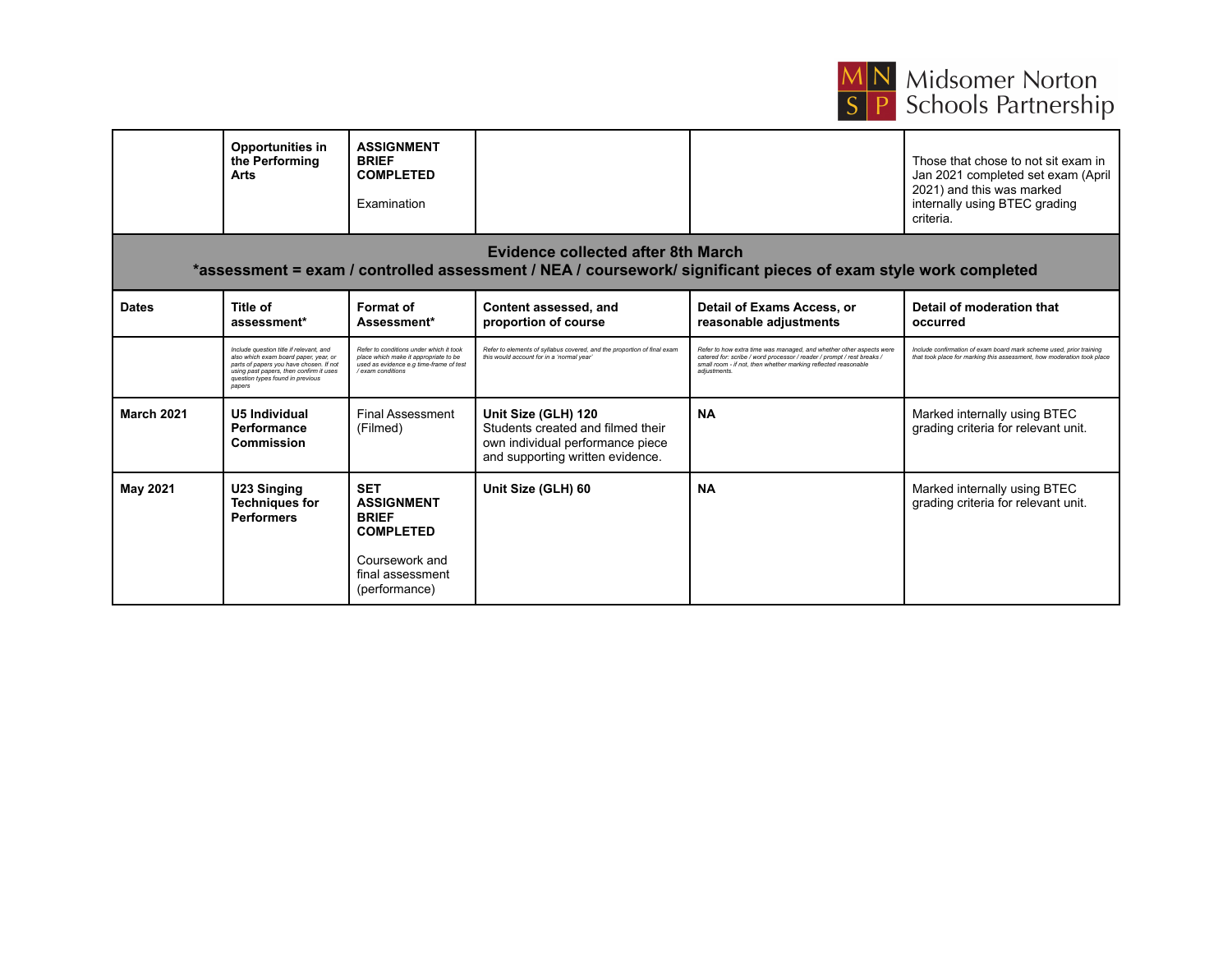| | | | | | |
|---|---|---|---|---|---|
| | **Opportunities in the Performing Arts** | **ASSIGNMENT BRIEF COMPLETED**<br><br>Examination | | | Those that chose to not sit exam in Jan 2021 completed set exam (April 2021) and this was marked internally using BTEC grading criteria. |
| **Evidence collected after 8th March**<br>**\*assessment = exam / controlled assessment / NEA / coursework/ significant pieces of exam style work completed** | | | | | |
| **Dates** | **Title of assessment\*** | **Format of Assessment\*** | **Content assessed, and proportion of course** | **Detail of Exams Access, or reasonable adjustments** | **Detail of moderation that occurred** |
| | *Include question title if relevant, and also which exam board paper, year, or parts of papers you have chosen. If not using past papers, then confirm it uses question types found in previous papers* | *Refer to conditions under which it took place which make it appropriate to be used as evidence e.g time-frame of test / exam conditions* | *Refer to elements of syllabus covered, and the proportion of final exam this would account for in a 'normal year'* | *Refer to how extra time was managed, and whether other aspects were catered for: scribe / word processor / reader / prompt / rest breaks / small room - if not, then whether marking reflected reasonable adjustments.* | *Include confirmation of exam board mark scheme used, prior training that took place for marking this assessment, how moderation took place* |
| **March 2021** | **U5 Individual Performance Commission** | Final Assessment (Filmed) | **Unit Size (GLH) 120**<br>Students created and filmed their own individual performance piece and supporting written evidence. | **NA** | Marked internally using BTEC grading criteria for relevant unit. |
| **May 2021** | **U23 Singing Techniques for Performers** | **SET ASSIGNMENT BRIEF COMPLETED**<br><br>Coursework and final assessment (performance) | **Unit Size (GLH) 60** | **NA** | Marked internally using BTEC grading criteria for relevant unit. |